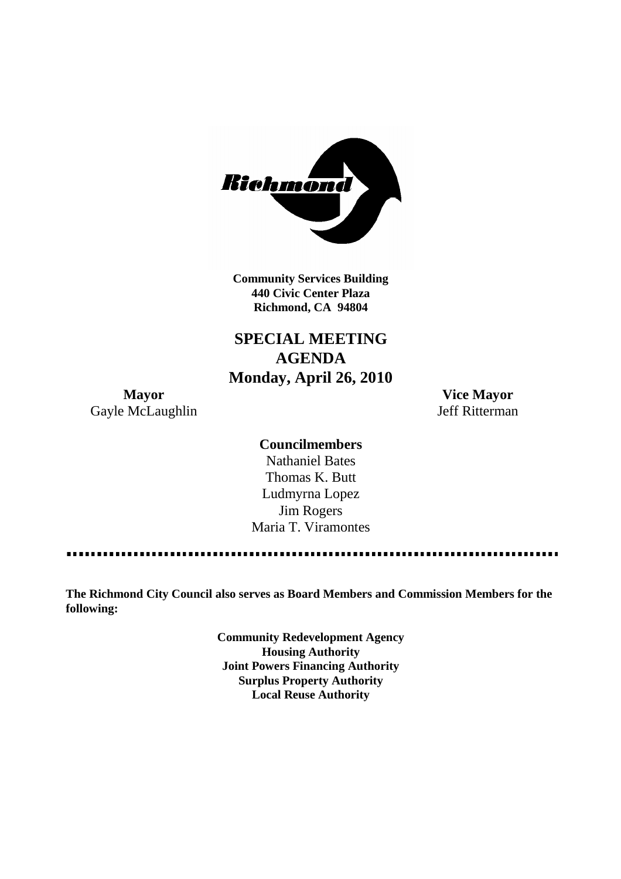Richmond

**Community Services Building**
**440 Civic Center Plaza**
**Richmond, CA 94804**

# SPECIAL MEETING AGENDA

## Monday, April 26, 2010

**Mayor**
Gayle McLaughlin

**Vice Mayor**
Jeff Ritterman

**Councilmembers**
Nathaniel Bates
Thomas K. Butt
Ludmyrna Lopez
Jim Rogers
Maria T. Viramontes

---

**The Richmond City Council also serves as Board Members and Commission Members for the following:**

**Community Redevelopment Agency**
**Housing Authority**
**Joint Powers Financing Authority**
**Surplus Property Authority**
**Local Reuse Authority**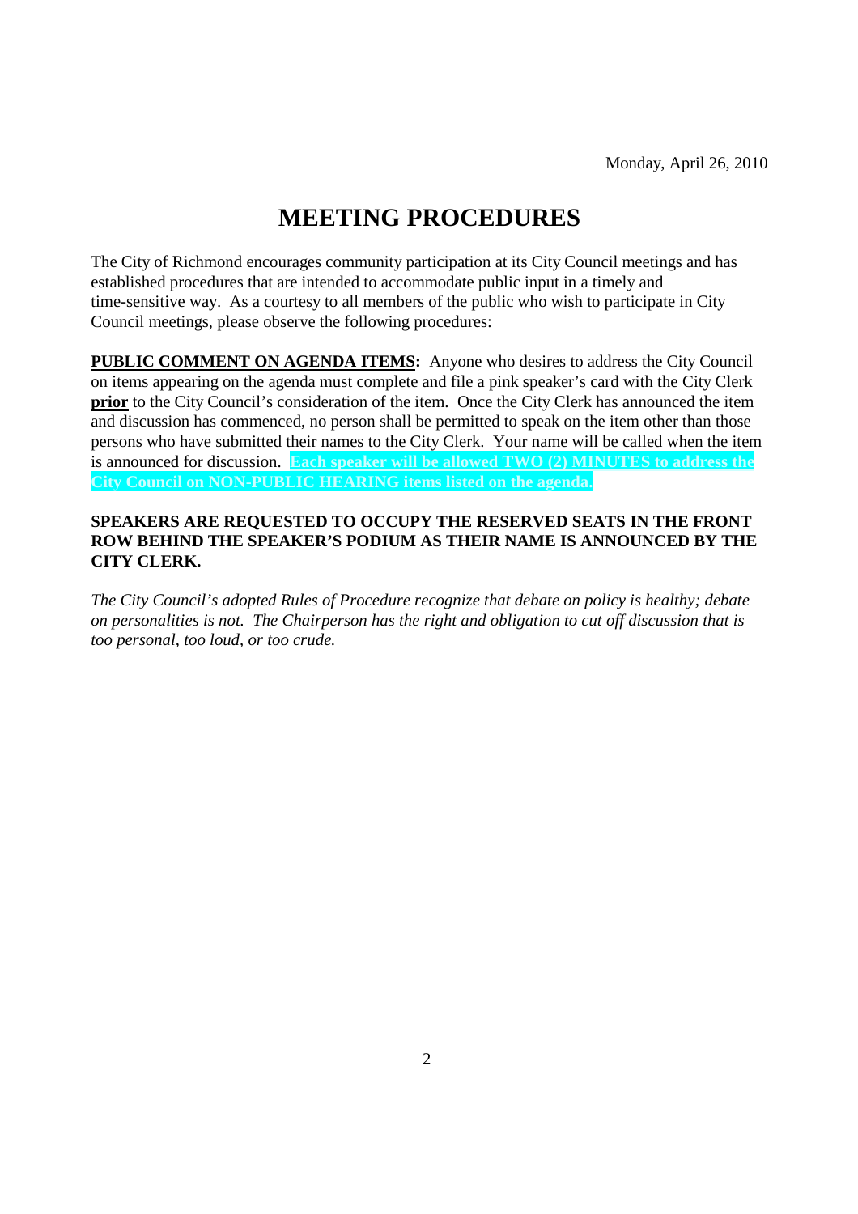Monday, April 26, 2010

# MEETING PROCEDURES

The City of Richmond encourages community participation at its City Council meetings and has established procedures that are intended to accommodate public input in a timely and time-sensitive way. As a courtesy to all members of the public who wish to participate in City Council meetings, please observe the following procedures:

**PUBLIC COMMENT ON AGENDA ITEMS:** Anyone who desires to address the City Council on items appearing on the agenda must complete and file a pink speaker's card with the City Clerk **prior** to the City Council's consideration of the item. Once the City Clerk has announced the item and discussion has commenced, no person shall be permitted to speak on the item other than those persons who have submitted their names to the City Clerk. Your name will be called when the item is announced for discussion. **Each speaker will be allowed TWO (2) MINUTES to address the City Council on NON-PUBLIC HEARING items listed on the agenda.**

**SPEAKERS ARE REQUESTED TO OCCUPY THE RESERVED SEATS IN THE FRONT ROW BEHIND THE SPEAKER'S PODIUM AS THEIR NAME IS ANNOUNCED BY THE CITY CLERK.**

*The City Council's adopted Rules of Procedure recognize that debate on policy is healthy; debate on personalities is not. The Chairperson has the right and obligation to cut off discussion that is too personal, too loud, or too crude.*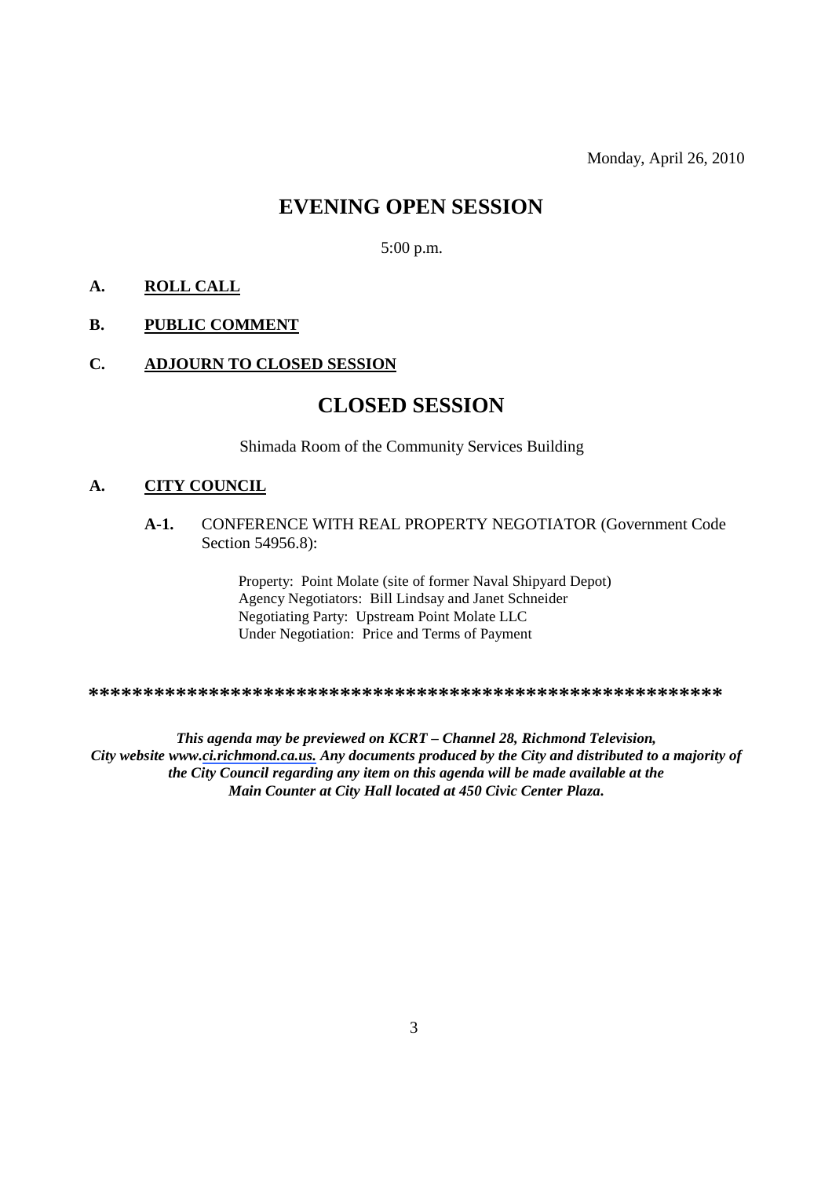Monday, April 26, 2010

# EVENING OPEN SESSION

5:00 p.m.

**A. ROLL CALL**

**B. PUBLIC COMMENT**

**C. ADJOURN TO CLOSED SESSION**

# CLOSED SESSION

Shimada Room of the Community Services Building

**A. CITY COUNCIL**

**A-1.** CONFERENCE WITH REAL PROPERTY NEGOTIATOR (Government Code Section 54956.8):

Property: Point Molate (site of former Naval Shipyard Depot)
Agency Negotiators: Bill Lindsay and Janet Schneider
Negotiating Party: Upstream Point Molate LLC
Under Negotiation: Price and Terms of Payment

**********************************************************

***This agenda may be previewed on KCRT – Channel 28, Richmond Television, City website www.ci.richmond.ca.us. Any documents produced by the City and distributed to a majority of the City Council regarding any item on this agenda will be made available at the Main Counter at City Hall located at 450 Civic Center Plaza.***